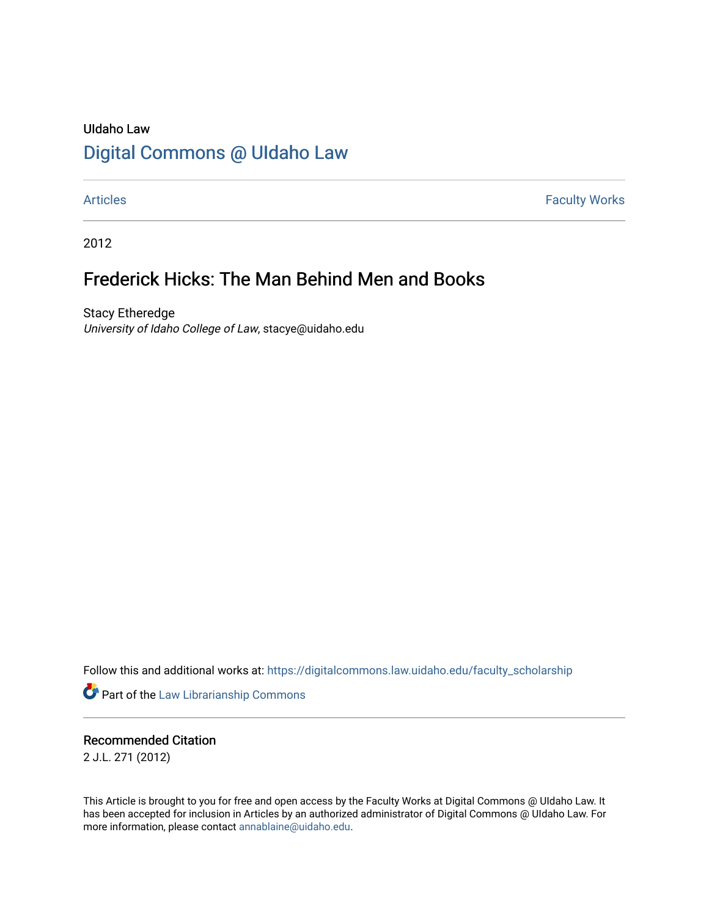UIdaho Law

# Digital Commons @ UIdaho Law

Articles | Faculty Works

2012

## Frederick Hicks: The Man Behind Men and Books

Stacy Etheredge

*University of Idaho College of Law*, stacye@uidaho.edu

Follow this and additional works at: https://digitalcommons.law.uidaho.edu/faculty_scholarship

Part of the Law Librarianship Commons

### Recommended Citation

2 J.L. 271 (2012)

This Article is brought to you for free and open access by the Faculty Works at Digital Commons @ UIdaho Law. It has been accepted for inclusion in Articles by an authorized administrator of Digital Commons @ UIdaho Law. For more information, please contact annablaine@uidaho.edu.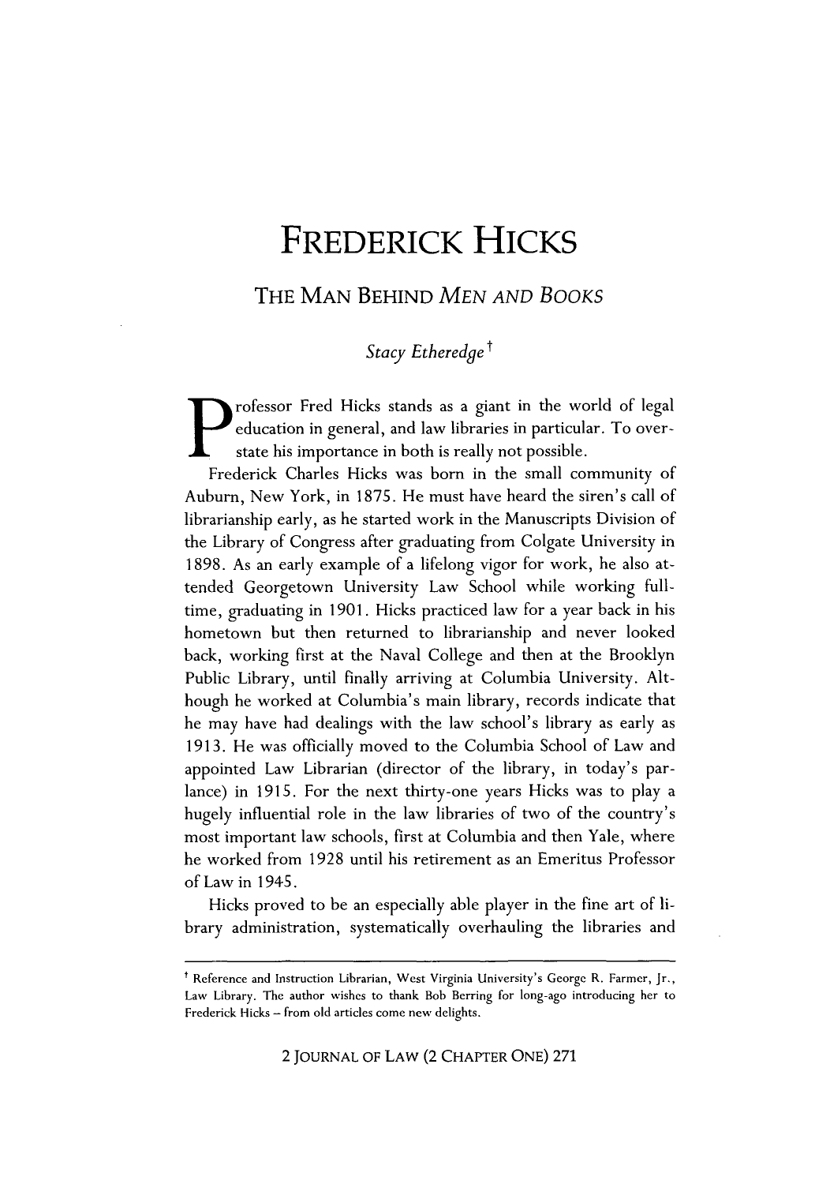# FREDERICK HICKS

## THE MAN BEHIND *MEN AND BOOKS*

*Stacy Etheredge*†

Professor Fred Hicks stands as a giant in the world of legal education in general, and law libraries in particular. To overstate his importance in both is really not possible.

Frederick Charles Hicks was born in the small community of Auburn, New York, in 1875. He must have heard the siren's call of librarianship early, as he started work in the Manuscripts Division of the Library of Congress after graduating from Colgate University in 1898. As an early example of a lifelong vigor for work, he also attended Georgetown University Law School while working full-time, graduating in 1901. Hicks practiced law for a year back in his hometown but then returned to librarianship and never looked back, working first at the Naval College and then at the Brooklyn Public Library, until finally arriving at Columbia University. Although he worked at Columbia's main library, records indicate that he may have had dealings with the law school's library as early as 1913. He was officially moved to the Columbia School of Law and appointed Law Librarian (director of the library, in today's parlance) in 1915. For the next thirty-one years Hicks was to play a hugely influential role in the law libraries of two of the country's most important law schools, first at Columbia and then Yale, where he worked from 1928 until his retirement as an Emeritus Professor of Law in 1945.

Hicks proved to be an especially able player in the fine art of library administration, systematically overhauling the libraries and

---

† Reference and Instruction Librarian, West Virginia University's George R. Farmer, Jr., Law Library. The author wishes to thank Bob Berring for long-ago introducing her to Frederick Hicks – from old articles come new delights.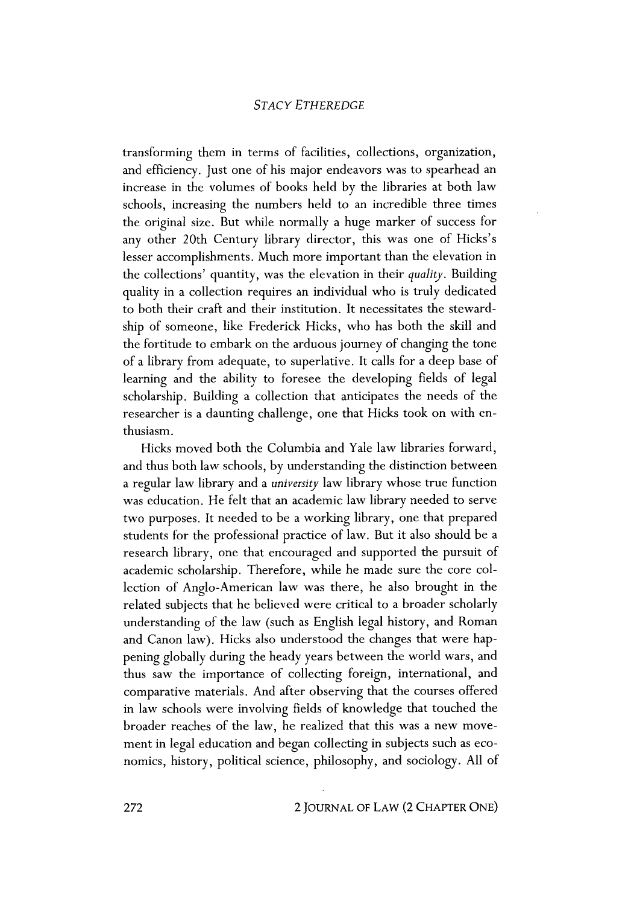transforming them in terms of facilities, collections, organization, and efficiency. Just one of his major endeavors was to spearhead an increase in the volumes of books held by the libraries at both law schools, increasing the numbers held to an incredible three times the original size. But while normally a huge marker of success for any other 20th Century library director, this was one of Hicks's lesser accomplishments. Much more important than the elevation in the collections' quantity, was the elevation in their *quality*. Building quality in a collection requires an individual who is truly dedicated to both their craft and their institution. It necessitates the stewardship of someone, like Frederick Hicks, who has both the skill and the fortitude to embark on the arduous journey of changing the tone of a library from adequate, to superlative. It calls for a deep base of learning and the ability to foresee the developing fields of legal scholarship. Building a collection that anticipates the needs of the researcher is a daunting challenge, one that Hicks took on with enthusiasm.

Hicks moved both the Columbia and Yale law libraries forward, and thus both law schools, by understanding the distinction between a regular law library and a *university* law library whose true function was education. He felt that an academic law library needed to serve two purposes. It needed to be a working library, one that prepared students for the professional practice of law. But it also should be a research library, one that encouraged and supported the pursuit of academic scholarship. Therefore, while he made sure the core collection of Anglo-American law was there, he also brought in the related subjects that he believed were critical to a broader scholarly understanding of the law (such as English legal history, and Roman and Canon law). Hicks also understood the changes that were happening globally during the heady years between the world wars, and thus saw the importance of collecting foreign, international, and comparative materials. And after observing that the courses offered in law schools were involving fields of knowledge that touched the broader reaches of the law, he realized that this was a new movement in legal education and began collecting in subjects such as economics, history, political science, philosophy, and sociology. All of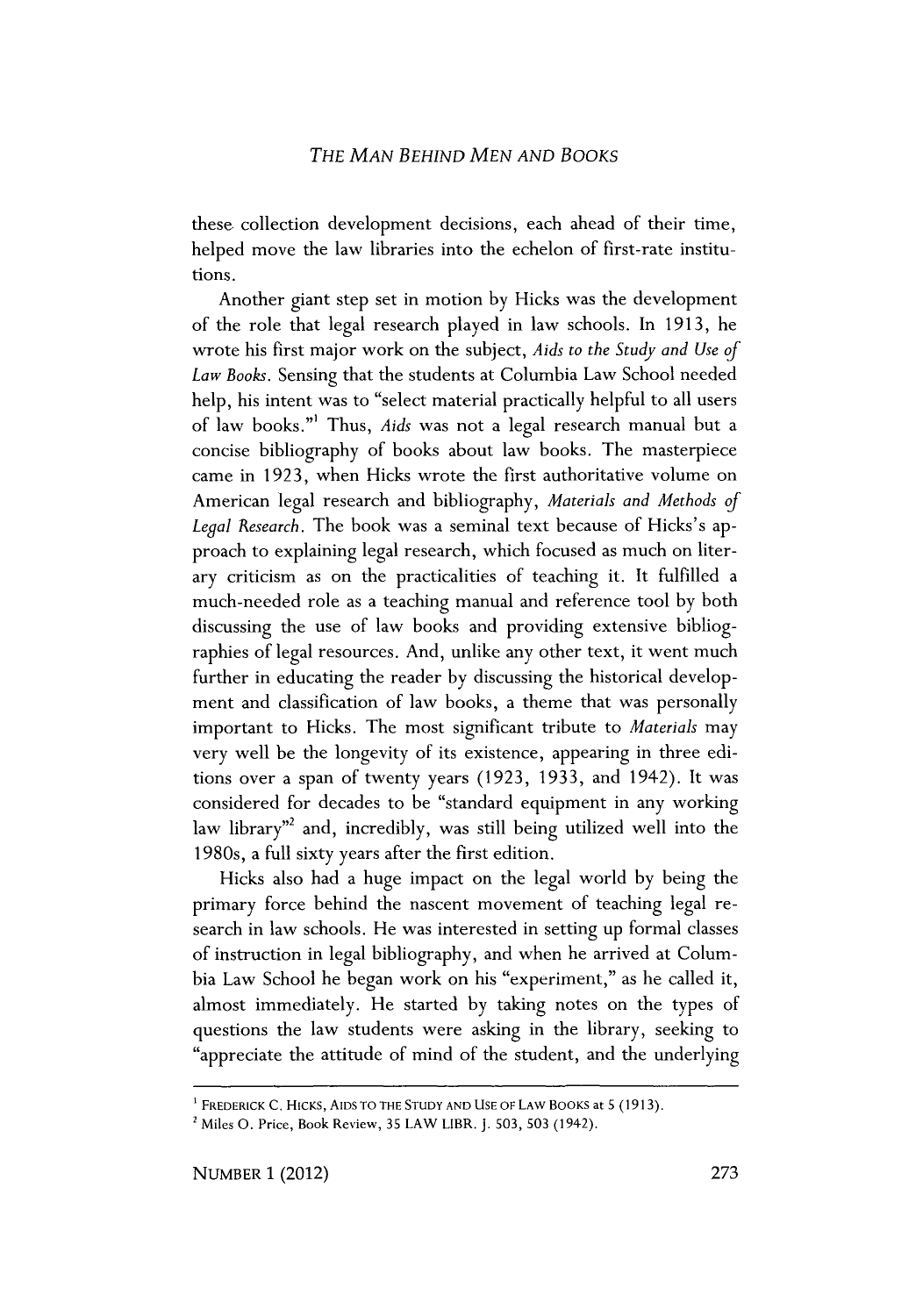these collection development decisions, each ahead of their time, helped move the law libraries into the echelon of first-rate institutions.

Another giant step set in motion by Hicks was the development of the role that legal research played in law schools. In 1913, he wrote his first major work on the subject, *Aids to the Study and Use of Law Books*. Sensing that the students at Columbia Law School needed help, his intent was to "select material practically helpful to all users of law books."[1] Thus, *Aids* was not a legal research manual but a concise bibliography of books about law books. The masterpiece came in 1923, when Hicks wrote the first authoritative volume on American legal research and bibliography, *Materials and Methods of Legal Research*. The book was a seminal text because of Hicks's approach to explaining legal research, which focused as much on literary criticism as on the practicalities of teaching it. It fulfilled a much-needed role as a teaching manual and reference tool by both discussing the use of law books and providing extensive bibliographies of legal resources. And, unlike any other text, it went much further in educating the reader by discussing the historical development and classification of law books, a theme that was personally important to Hicks. The most significant tribute to *Materials* may very well be the longevity of its existence, appearing in three editions over a span of twenty years (1923, 1933, and 1942). It was considered for decades to be "standard equipment in any working law library"[2] and, incredibly, was still being utilized well into the 1980s, a full sixty years after the first edition.

Hicks also had a huge impact on the legal world by being the primary force behind the nascent movement of teaching legal research in law schools. He was interested in setting up formal classes of instruction in legal bibliography, and when he arrived at Columbia Law School he began work on his "experiment," as he called it, almost immediately. He started by taking notes on the types of questions the law students were asking in the library, seeking to "appreciate the attitude of mind of the student, and the underlying

---

[1] FREDERICK C. HICKS, AIDS TO THE STUDY AND USE OF LAW BOOKS at 5 (1913).

[2] Miles O. Price, Book Review, 35 LAW LIBR. J. 503, 503 (1942).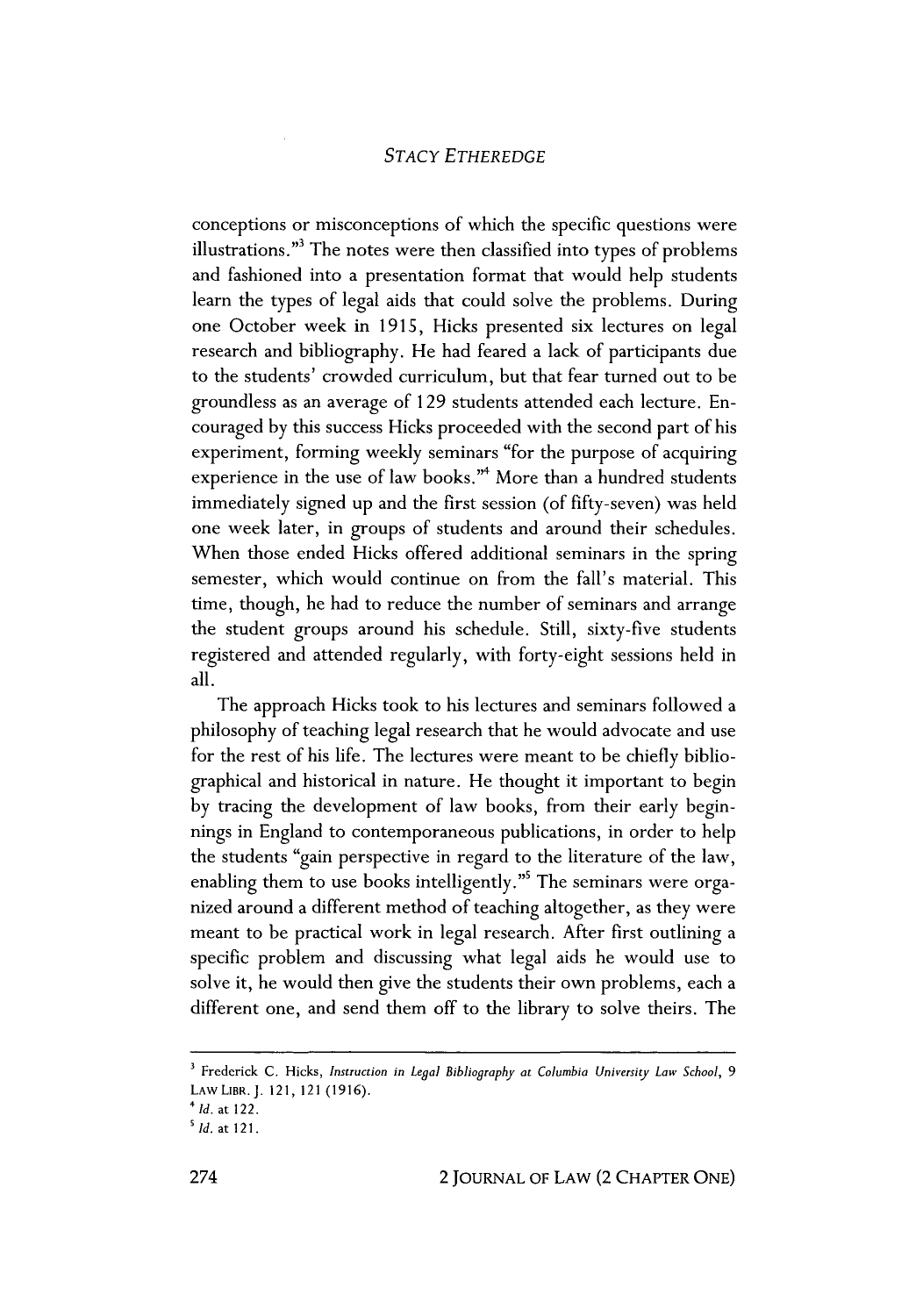conceptions or misconceptions of which the specific questions were illustrations."[3] The notes were then classified into types of problems and fashioned into a presentation format that would help students learn the types of legal aids that could solve the problems. During one October week in 1915, Hicks presented six lectures on legal research and bibliography. He had feared a lack of participants due to the students' crowded curriculum, but that fear turned out to be groundless as an average of 129 students attended each lecture. Encouraged by this success Hicks proceeded with the second part of his experiment, forming weekly seminars "for the purpose of acquiring experience in the use of law books."[4] More than a hundred students immediately signed up and the first session (of fifty-seven) was held one week later, in groups of students and around their schedules. When those ended Hicks offered additional seminars in the spring semester, which would continue on from the fall's material. This time, though, he had to reduce the number of seminars and arrange the student groups around his schedule. Still, sixty-five students registered and attended regularly, with forty-eight sessions held in all.

The approach Hicks took to his lectures and seminars followed a philosophy of teaching legal research that he would advocate and use for the rest of his life. The lectures were meant to be chiefly bibliographical and historical in nature. He thought it important to begin by tracing the development of law books, from their early beginnings in England to contemporaneous publications, in order to help the students "gain perspective in regard to the literature of the law, enabling them to use books intelligently."[5] The seminars were organized around a different method of teaching altogether, as they were meant to be practical work in legal research. After first outlining a specific problem and discussing what legal aids he would use to solve it, he would then give the students their own problems, each a different one, and send them off to the library to solve theirs. The

---

[3] Frederick C. Hicks, *Instruction in Legal Bibliography at Columbia University Law School*, 9 LAW LIBR. J. 121, 121 (1916).

[4] *Id.* at 122.

[5] *Id.* at 121.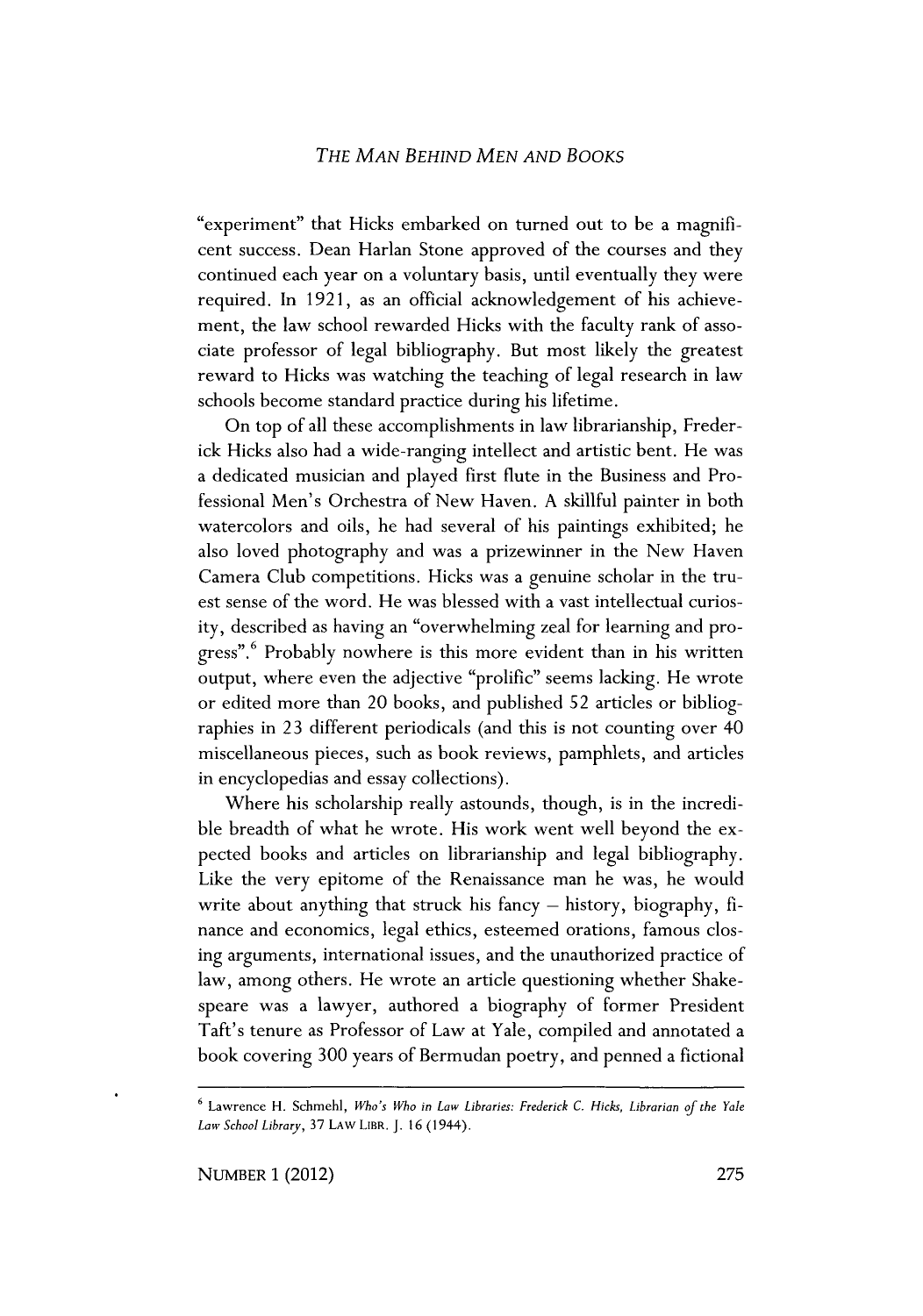"experiment" that Hicks embarked on turned out to be a magnificent success. Dean Harlan Stone approved of the courses and they continued each year on a voluntary basis, until eventually they were required. In 1921, as an official acknowledgement of his achievement, the law school rewarded Hicks with the faculty rank of associate professor of legal bibliography. But most likely the greatest reward to Hicks was watching the teaching of legal research in law schools become standard practice during his lifetime.

On top of all these accomplishments in law librarianship, Frederick Hicks also had a wide-ranging intellect and artistic bent. He was a dedicated musician and played first flute in the Business and Professional Men's Orchestra of New Haven. A skillful painter in both watercolors and oils, he had several of his paintings exhibited; he also loved photography and was a prizewinner in the New Haven Camera Club competitions. Hicks was a genuine scholar in the truest sense of the word. He was blessed with a vast intellectual curiosity, described as having an "overwhelming zeal for learning and progress".[6] Probably nowhere is this more evident than in his written output, where even the adjective "prolific" seems lacking. He wrote or edited more than 20 books, and published 52 articles or bibliographies in 23 different periodicals (and this is not counting over 40 miscellaneous pieces, such as book reviews, pamphlets, and articles in encyclopedias and essay collections).

Where his scholarship really astounds, though, is in the incredible breadth of what he wrote. His work went well beyond the expected books and articles on librarianship and legal bibliography. Like the very epitome of the Renaissance man he was, he would write about anything that struck his fancy – history, biography, finance and economics, legal ethics, esteemed orations, famous closing arguments, international issues, and the unauthorized practice of law, among others. He wrote an article questioning whether Shakespeare was a lawyer, authored a biography of former President Taft's tenure as Professor of Law at Yale, compiled and annotated a book covering 300 years of Bermudan poetry, and penned a fictional

---

[6] Lawrence H. Schmehl, *Who's Who in Law Libraries: Frederick C. Hicks, Librarian of the Yale Law School Library*, 37 LAW LIBR. J. 16 (1944).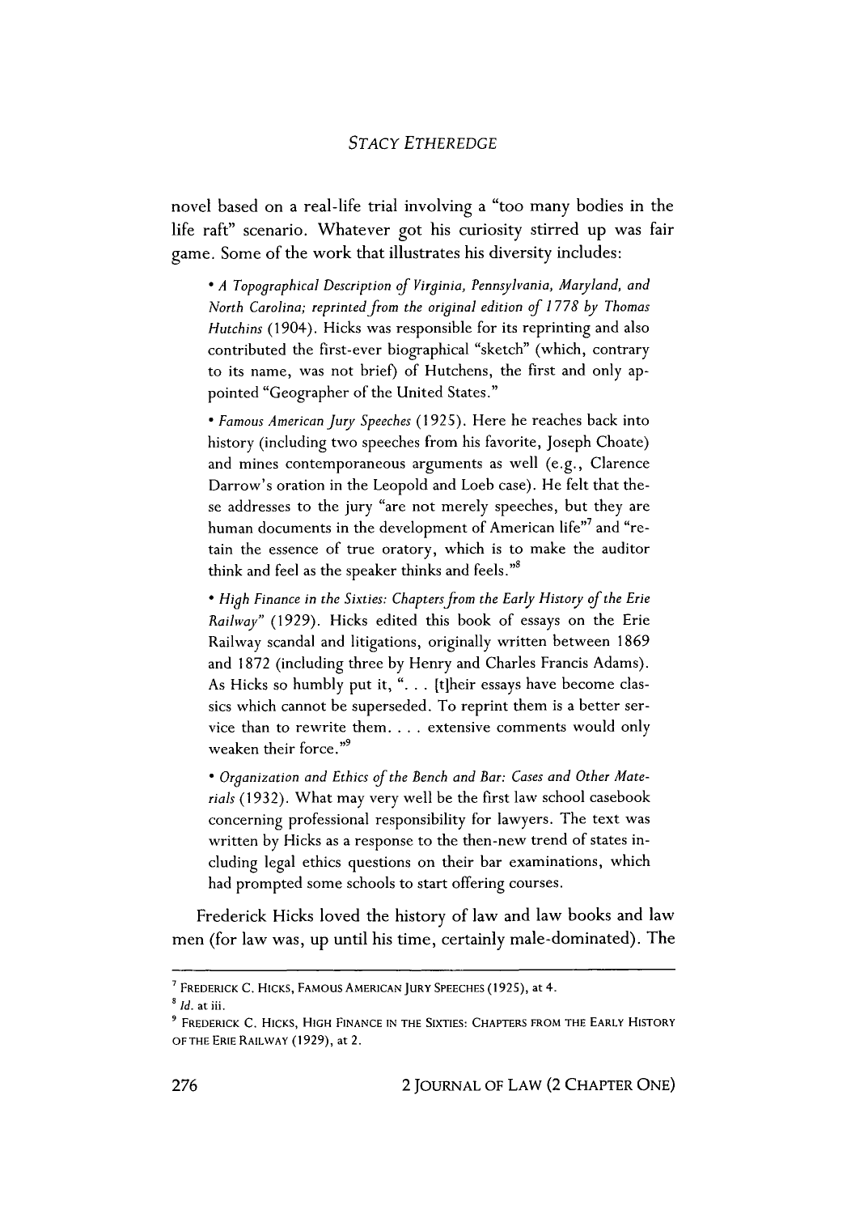novel based on a real-life trial involving a "too many bodies in the life raft" scenario. Whatever got his curiosity stirred up was fair game. Some of the work that illustrates his diversity includes:

- *A Topographical Description of Virginia, Pennsylvania, Maryland, and North Carolina; reprinted from the original edition of 1778 by Thomas Hutchins* (1904). Hicks was responsible for its reprinting and also contributed the first-ever biographical "sketch" (which, contrary to its name, was not brief) of Hutchens, the first and only appointed "Geographer of the United States."

- *Famous American Jury Speeches* (1925). Here he reaches back into history (including two speeches from his favorite, Joseph Choate) and mines contemporaneous arguments as well (e.g., Clarence Darrow's oration in the Leopold and Loeb case). He felt that these addresses to the jury "are not merely speeches, but they are human documents in the development of American life"[7] and "retain the essence of true oratory, which is to make the auditor think and feel as the speaker thinks and feels."[8]

- *High Finance in the Sixties: Chapters from the Early History of the Erie Railway"* (1929). Hicks edited this book of essays on the Erie Railway scandal and litigations, originally written between 1869 and 1872 (including three by Henry and Charles Francis Adams). As Hicks so humbly put it, ". . . [t]heir essays have become classics which cannot be superseded. To reprint them is a better service than to rewrite them. . . . extensive comments would only weaken their force."[9]

- *Organization and Ethics of the Bench and Bar: Cases and Other Materials* (1932). What may very well be the first law school casebook concerning professional responsibility for lawyers. The text was written by Hicks as a response to the then-new trend of states including legal ethics questions on their bar examinations, which had prompted some schools to start offering courses.

Frederick Hicks loved the history of law and law books and law men (for law was, up until his time, certainly male-dominated). The

---

[7] FREDERICK C. HICKS, FAMOUS AMERICAN JURY SPEECHES (1925), at 4.

[8] *Id.* at iii.

[9] FREDERICK C. HICKS, HIGH FINANCE IN THE SIXTIES: CHAPTERS FROM THE EARLY HISTORY OF THE ERIE RAILWAY (1929), at 2.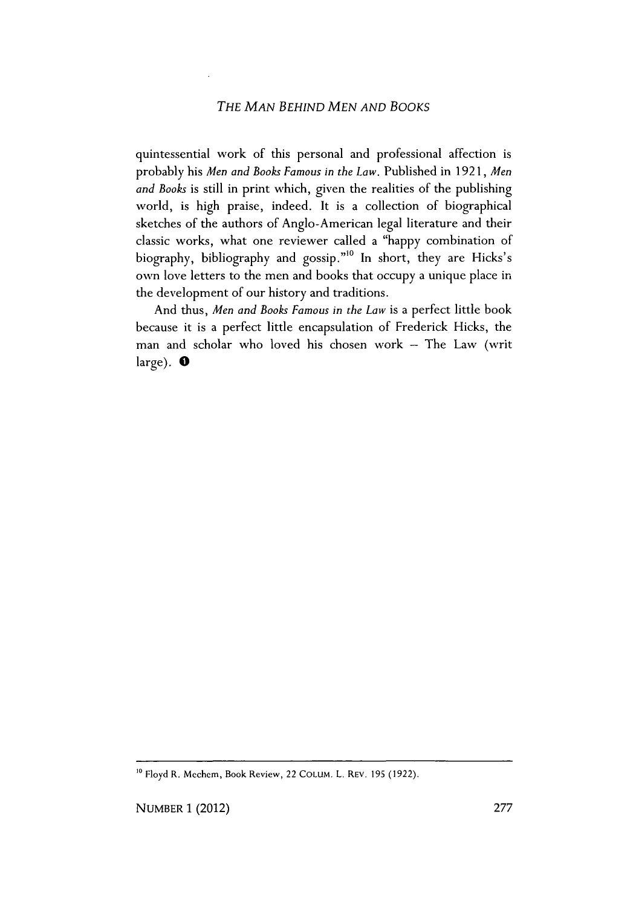quintessential work of this personal and professional affection is probably his *Men and Books Famous in the Law*. Published in 1921, *Men and Books* is still in print which, given the realities of the publishing world, is high praise, indeed. It is a collection of biographical sketches of the authors of Anglo-American legal literature and their classic works, what one reviewer called a "happy combination of biography, bibliography and gossip."[10] In short, they are Hicks's own love letters to the men and books that occupy a unique place in the development of our history and traditions.

And thus, *Men and Books Famous in the Law* is a perfect little book because it is a perfect little encapsulation of Frederick Hicks, the man and scholar who loved his chosen work – The Law (writ large).

---

[10] Floyd R. Mechem, Book Review, 22 COLUM. L. REV. 195 (1922).